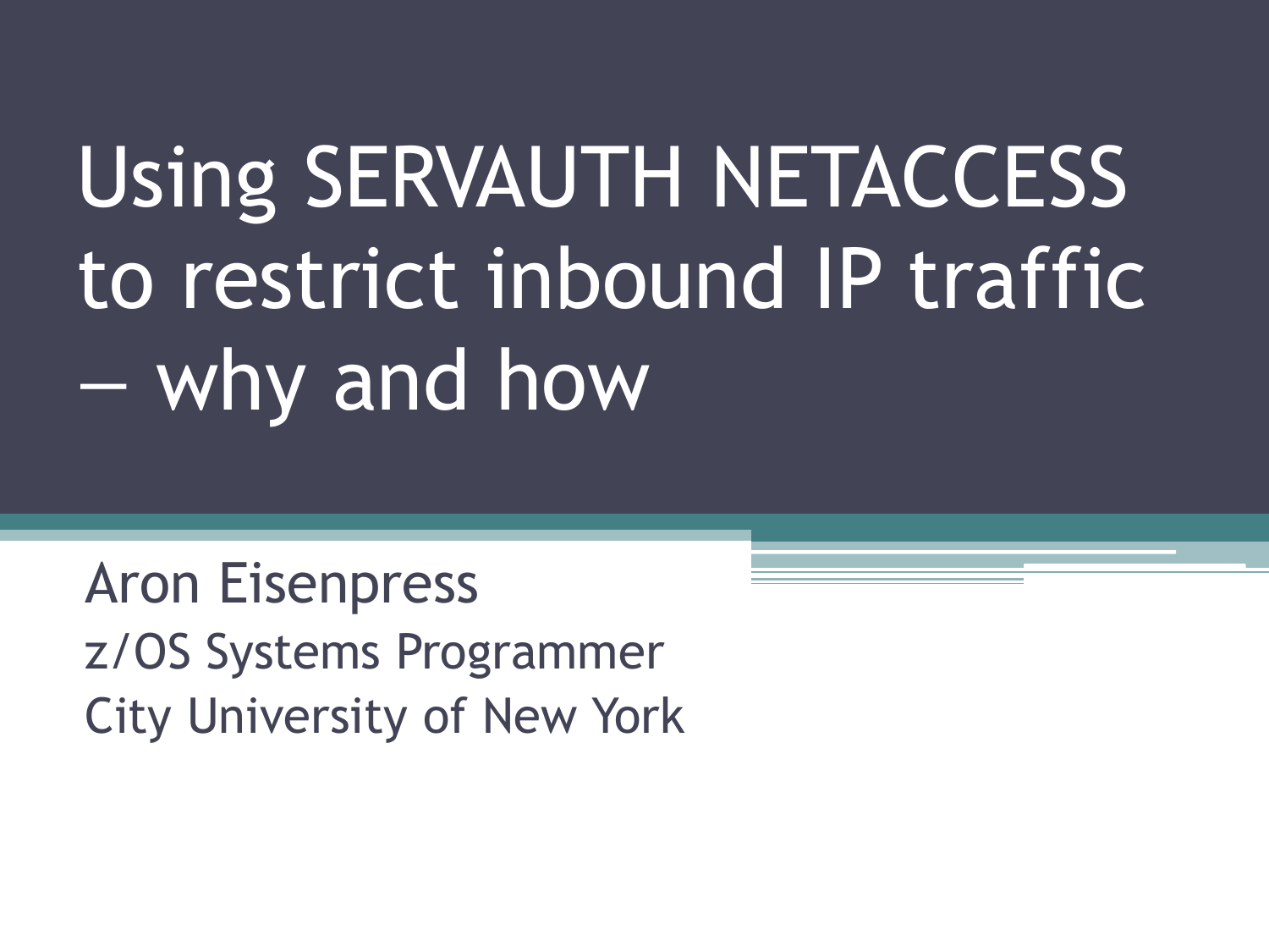# Using SERVAUTH NETACCESS to restrict inbound IP traffic – why and how

Aron Eisenpress
z/OS Systems Programmer
City University of New York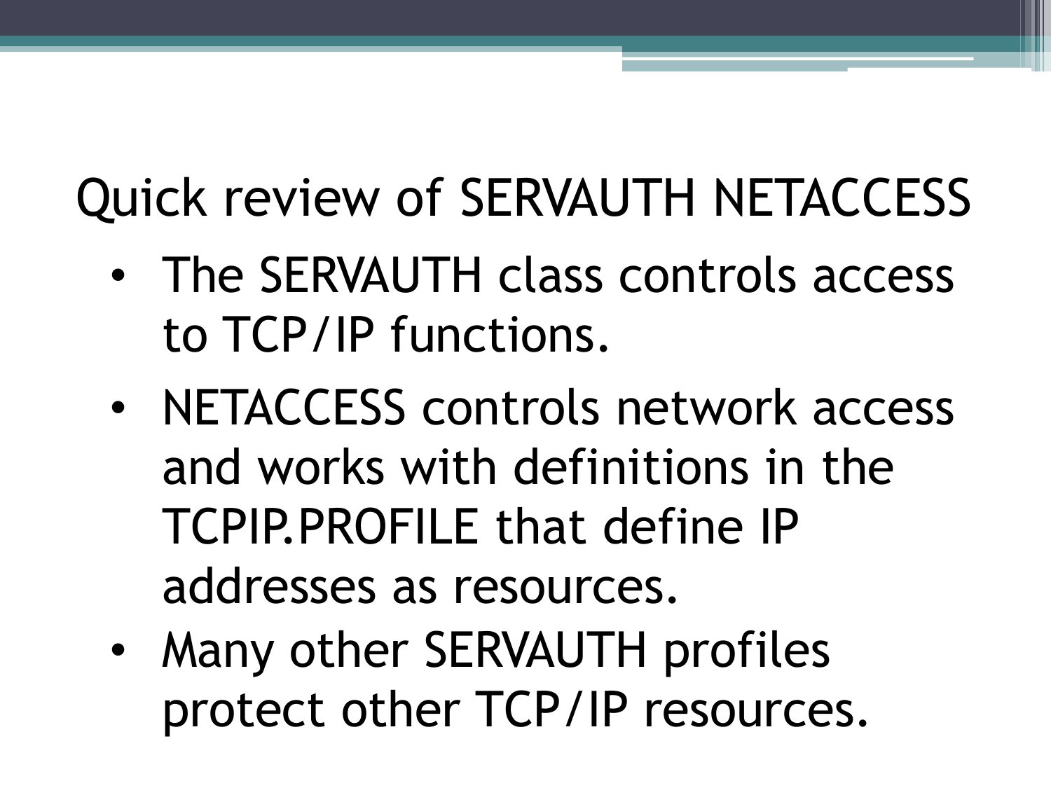# Quick review of SERVAUTH NETACCESS

- The SERVAUTH class controls access to TCP/IP functions.
- NETACCESS controls network access and works with definitions in the TCPIP.PROFILE that define IP addresses as resources.
- Many other SERVAUTH profiles protect other TCP/IP resources.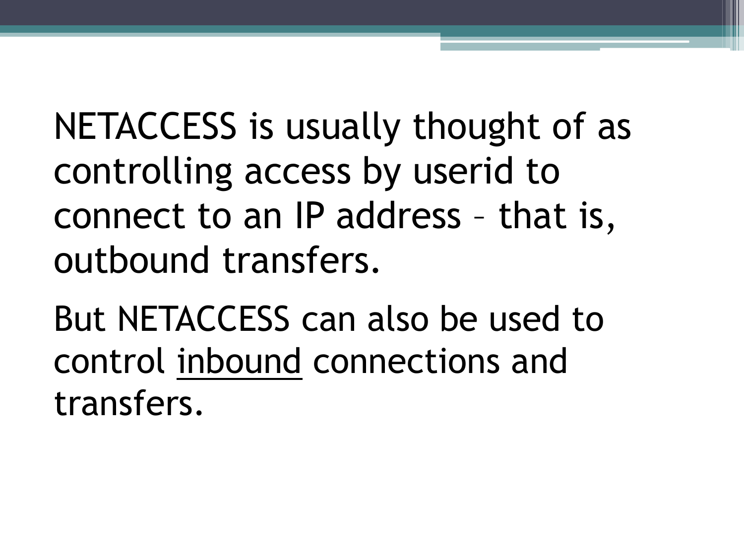NETACCESS is usually thought of as controlling access by userid to connect to an IP address – that is, outbound transfers.

But NETACCESS can also be used to control <u>inbound</u> connections and transfers.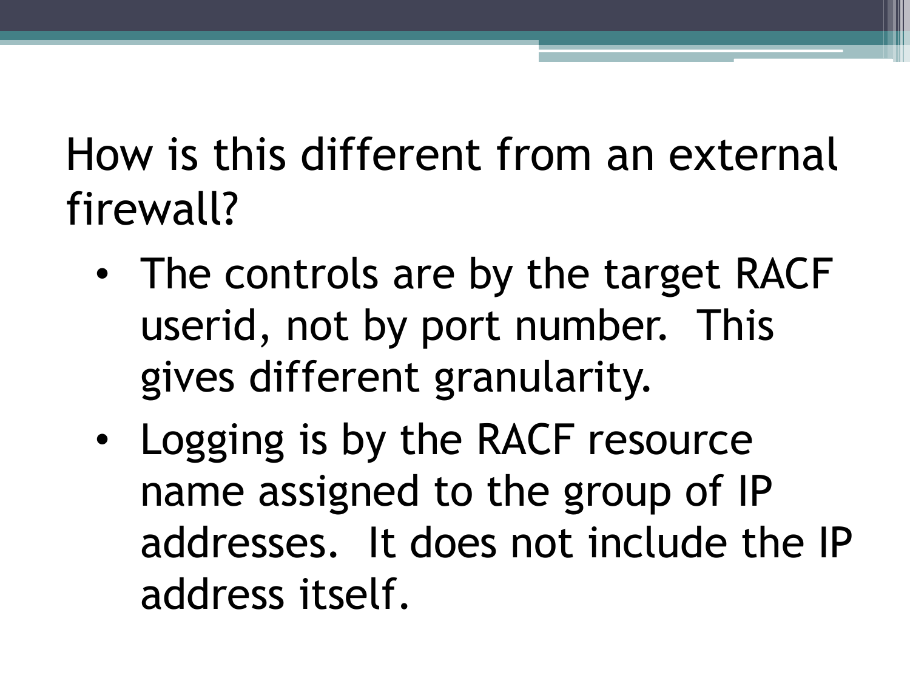# How is this different from an external firewall?

- The controls are by the target RACF userid, not by port number.  This gives different granularity.
- Logging is by the RACF resource name assigned to the group of IP addresses.  It does not include the IP address itself.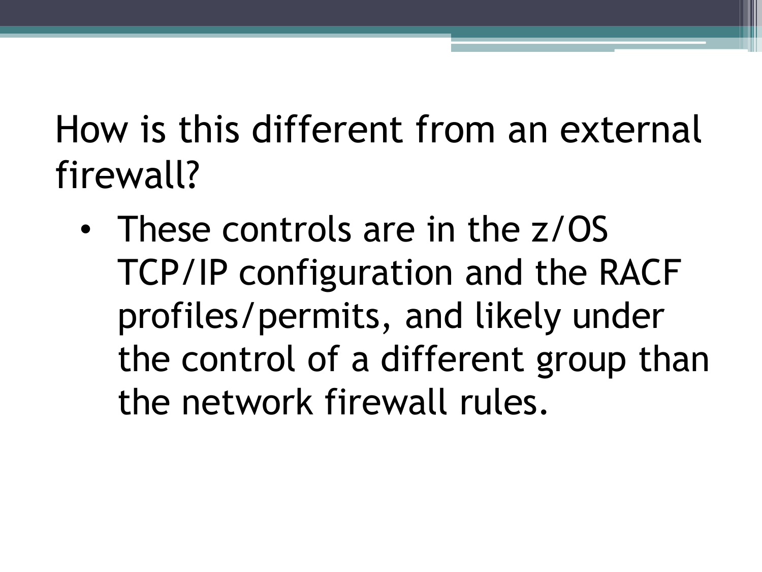# How is this different from an external firewall?

- These controls are in the z/OS TCP/IP configuration and the RACF profiles/permits, and likely under the control of a different group than the network firewall rules.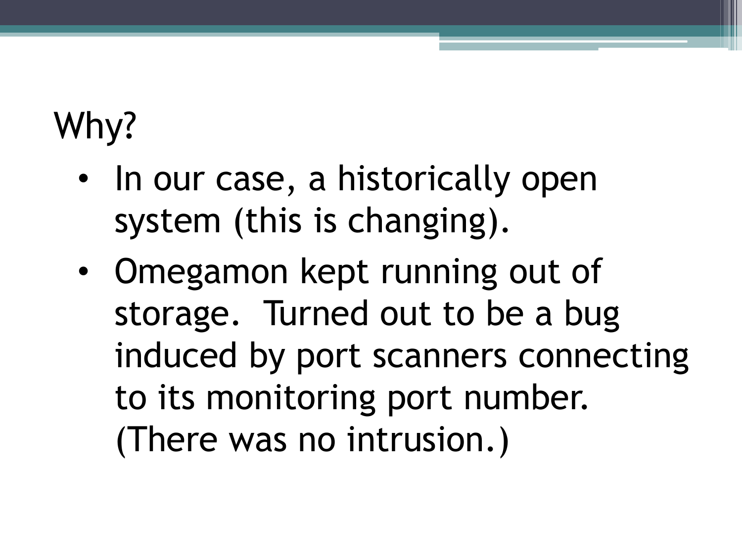# Why?

- In our case, a historically open system (this is changing).
- Omegamon kept running out of storage.  Turned out to be a bug induced by port scanners connecting to its monitoring port number. (There was no intrusion.)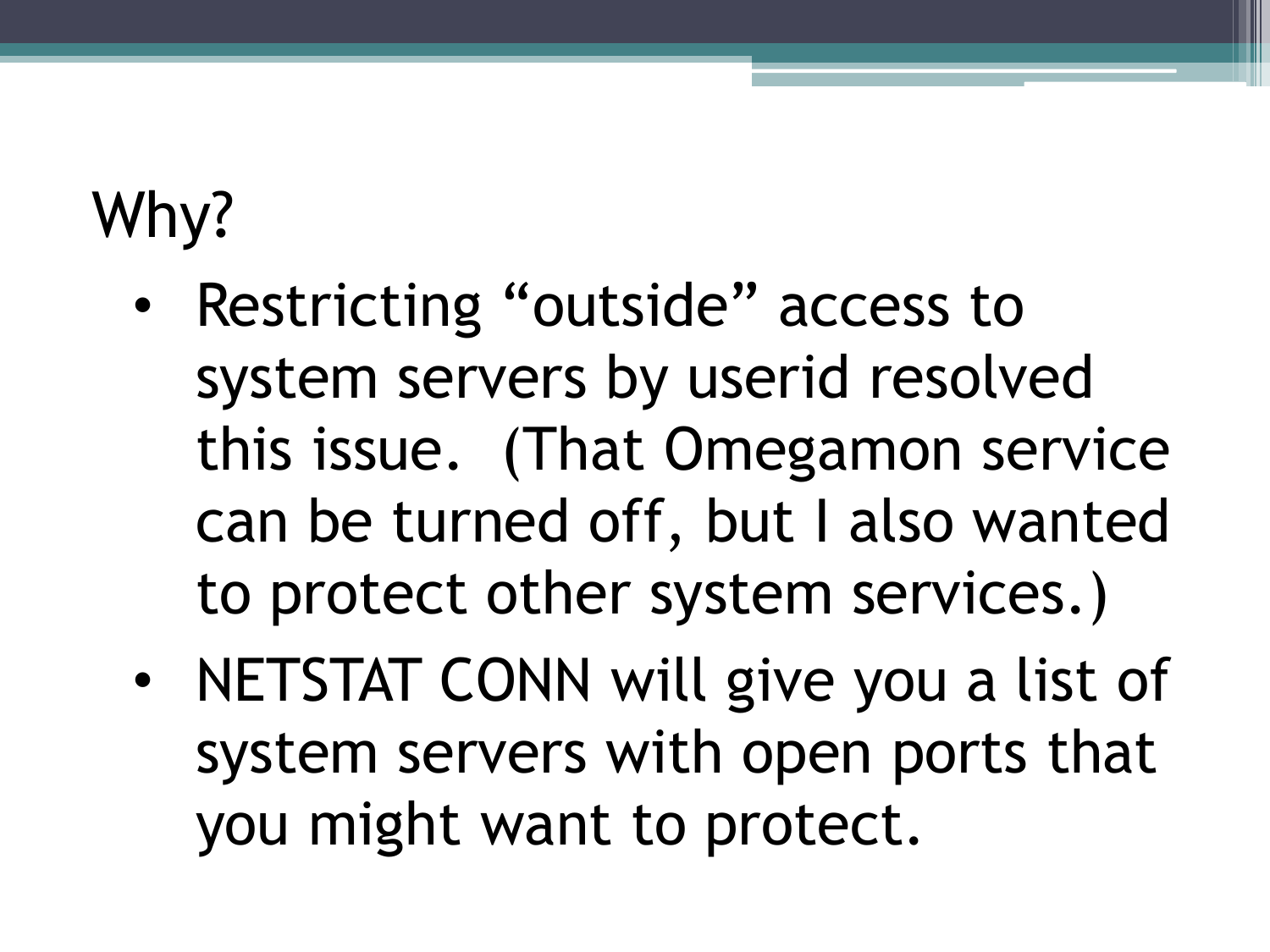# Why?

- Restricting “outside” access to system servers by userid resolved this issue.  (That Omegamon service can be turned off, but I also wanted to protect other system services.)
- NETSTAT CONN will give you a list of system servers with open ports that you might want to protect.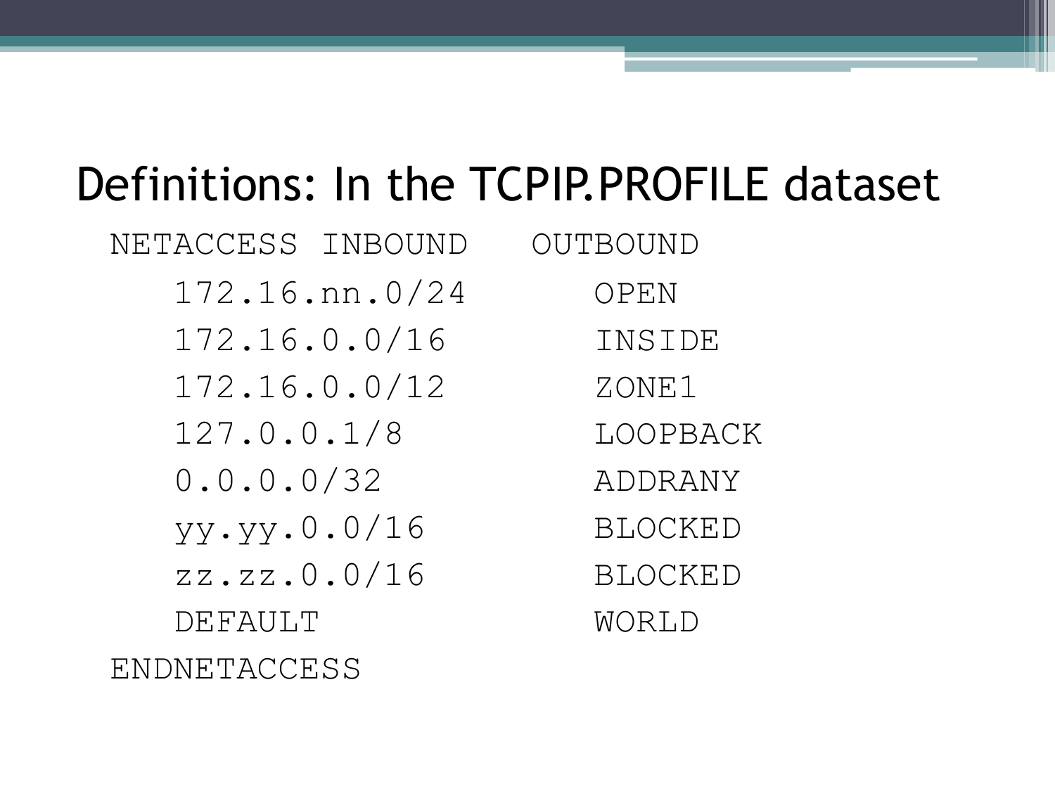# Definitions: In the TCPIP.PROFILE dataset

```
NETACCESS INBOUND   OUTBOUND
   172.16.nn.0/24      OPEN
   172.16.0.0/16       INSIDE
   172.16.0.0/12       ZONE1
   127.0.0.1/8         LOOPBACK
   0.0.0.0/32          ADDRANY
   yy.yy.0.0/16        BLOCKED
   zz.zz.0.0/16        BLOCKED
   DEFAULT             WORLD
ENDNETACCESS
```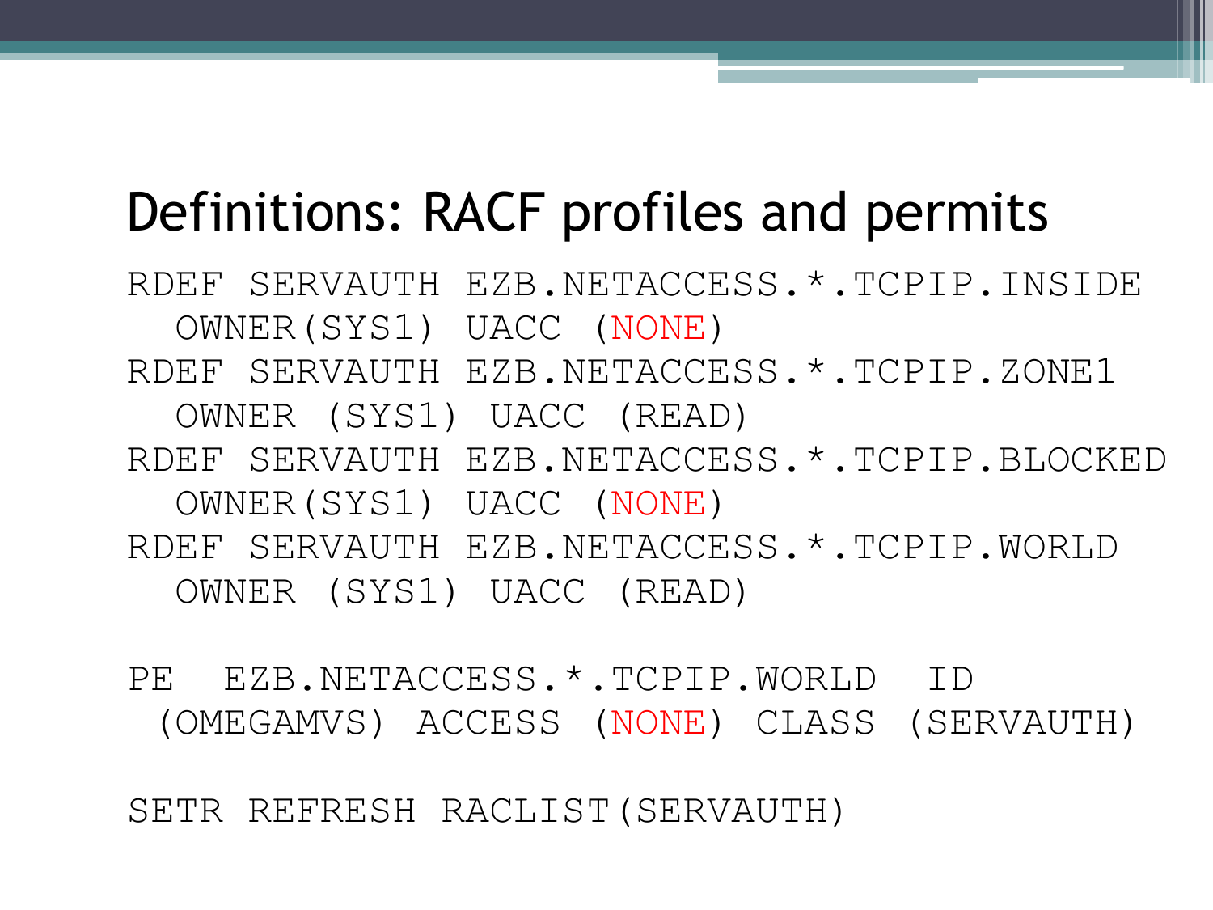# Definitions: RACF profiles and permits

```
RDEF SERVAUTH EZB.NETACCESS.*.TCPIP.INSIDE
  OWNER(SYS1) UACC (NONE)
RDEF SERVAUTH EZB.NETACCESS.*.TCPIP.ZONE1
  OWNER (SYS1) UACC (READ)
RDEF SERVAUTH EZB.NETACCESS.*.TCPIP.BLOCKED
  OWNER(SYS1) UACC (NONE)
RDEF SERVAUTH EZB.NETACCESS.*.TCPIP.WORLD
  OWNER (SYS1) UACC (READ)

PE  EZB.NETACCESS.*.TCPIP.WORLD  ID
 (OMEGAMVS) ACCESS (NONE) CLASS (SERVAUTH)

SETR REFRESH RACLIST(SERVAUTH)
```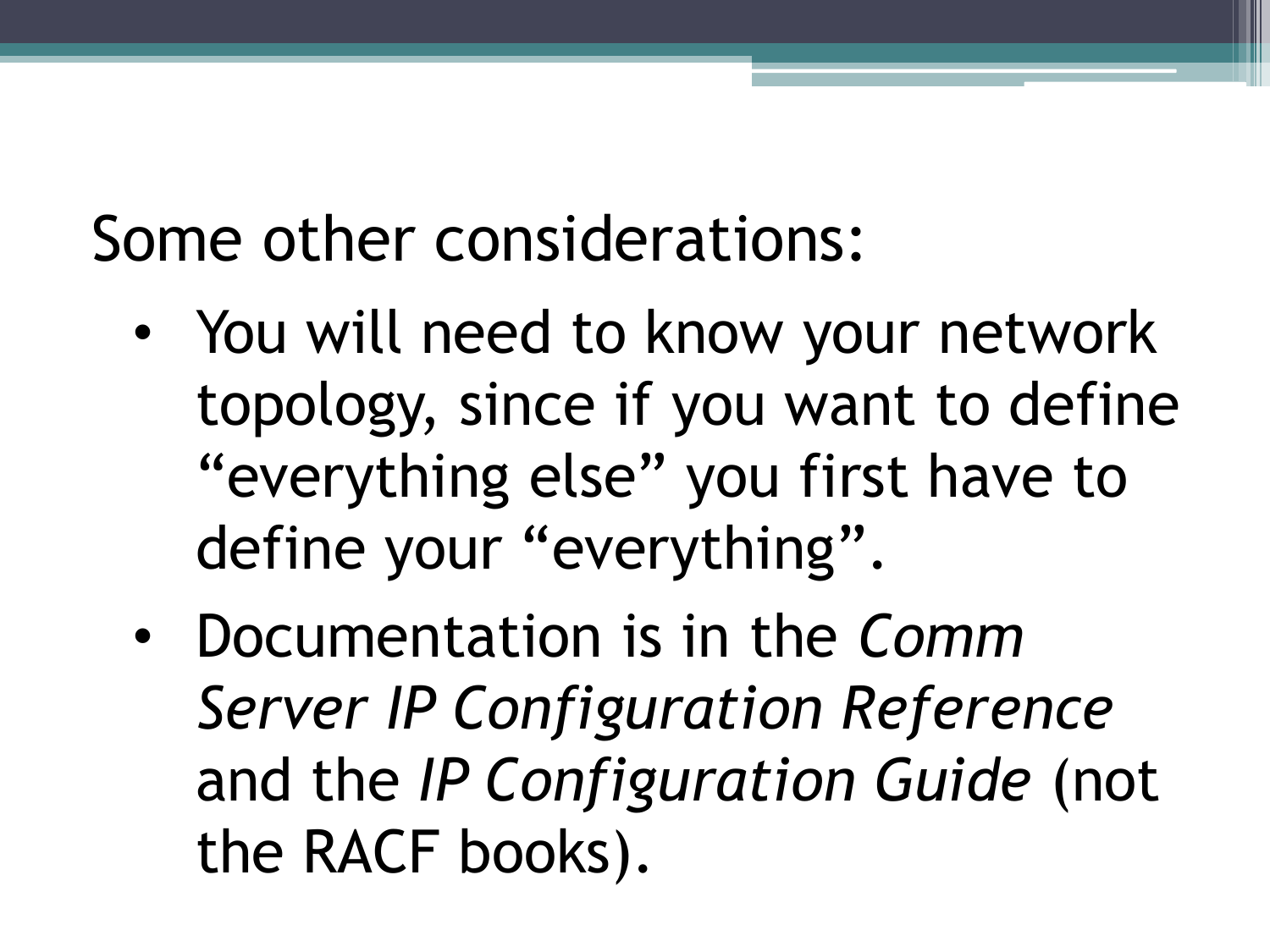Some other considerations:

- You will need to know your network topology, since if you want to define “everything else” you first have to define your “everything”.
- Documentation is in the *Comm Server IP Configuration Reference* and the *IP Configuration Guide* (not the RACF books).